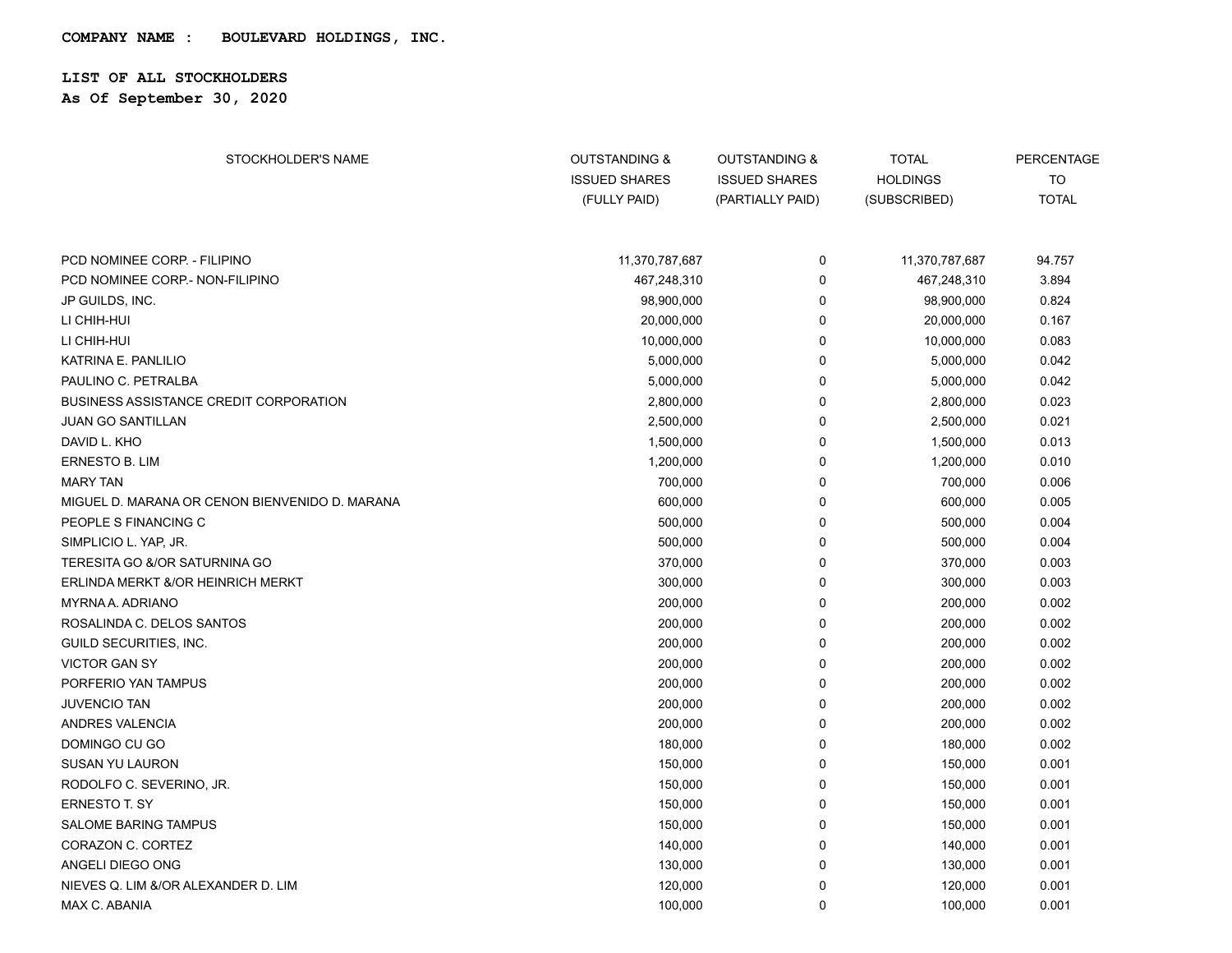**COMPANY NAME : BOULEVARD HOLDINGS, INC.**

**LIST OF ALL STOCKHOLDERS**
**As Of September 30, 2020**

| STOCKHOLDER'S NAME | OUTSTANDING & ISSUED SHARES (FULLY PAID) | OUTSTANDING & ISSUED SHARES (PARTIALLY PAID) | TOTAL HOLDINGS (SUBSCRIBED) | PERCENTAGE TO TOTAL |
|---|---|---|---|---|
| PCD NOMINEE CORP. - FILIPINO | 11,370,787,687 | 0 | 11,370,787,687 | 94.757 |
| PCD NOMINEE CORP.- NON-FILIPINO | 467,248,310 | 0 | 467,248,310 | 3.894 |
| JP GUILDS, INC. | 98,900,000 | 0 | 98,900,000 | 0.824 |
| LI CHIH-HUI | 20,000,000 | 0 | 20,000,000 | 0.167 |
| LI CHIH-HUI | 10,000,000 | 0 | 10,000,000 | 0.083 |
| KATRINA E. PANLILIO | 5,000,000 | 0 | 5,000,000 | 0.042 |
| PAULINO C. PETRALBA | 5,000,000 | 0 | 5,000,000 | 0.042 |
| BUSINESS ASSISTANCE CREDIT CORPORATION | 2,800,000 | 0 | 2,800,000 | 0.023 |
| JUAN GO SANTILLAN | 2,500,000 | 0 | 2,500,000 | 0.021 |
| DAVID L. KHO | 1,500,000 | 0 | 1,500,000 | 0.013 |
| ERNESTO B. LIM | 1,200,000 | 0 | 1,200,000 | 0.010 |
| MARY TAN | 700,000 | 0 | 700,000 | 0.006 |
| MIGUEL D. MARANA OR CENON BIENVENIDO D. MARANA | 600,000 | 0 | 600,000 | 0.005 |
| PEOPLE S FINANCING C | 500,000 | 0 | 500,000 | 0.004 |
| SIMPLICIO L. YAP, JR. | 500,000 | 0 | 500,000 | 0.004 |
| TERESITA GO &/OR SATURNINA GO | 370,000 | 0 | 370,000 | 0.003 |
| ERLINDA MERKT &/OR HEINRICH MERKT | 300,000 | 0 | 300,000 | 0.003 |
| MYRNA A. ADRIANO | 200,000 | 0 | 200,000 | 0.002 |
| ROSALINDA C. DELOS SANTOS | 200,000 | 0 | 200,000 | 0.002 |
| GUILD SECURITIES, INC. | 200,000 | 0 | 200,000 | 0.002 |
| VICTOR GAN SY | 200,000 | 0 | 200,000 | 0.002 |
| PORFERIO YAN TAMPUS | 200,000 | 0 | 200,000 | 0.002 |
| JUVENCIO TAN | 200,000 | 0 | 200,000 | 0.002 |
| ANDRES VALENCIA | 200,000 | 0 | 200,000 | 0.002 |
| DOMINGO CU GO | 180,000 | 0 | 180,000 | 0.002 |
| SUSAN YU LAURON | 150,000 | 0 | 150,000 | 0.001 |
| RODOLFO C. SEVERINO, JR. | 150,000 | 0 | 150,000 | 0.001 |
| ERNESTO T. SY | 150,000 | 0 | 150,000 | 0.001 |
| SALOME BARING TAMPUS | 150,000 | 0 | 150,000 | 0.001 |
| CORAZON C. CORTEZ | 140,000 | 0 | 140,000 | 0.001 |
| ANGELI DIEGO ONG | 130,000 | 0 | 130,000 | 0.001 |
| NIEVES Q. LIM &/OR ALEXANDER D. LIM | 120,000 | 0 | 120,000 | 0.001 |
| MAX C. ABANIA | 100,000 | 0 | 100,000 | 0.001 |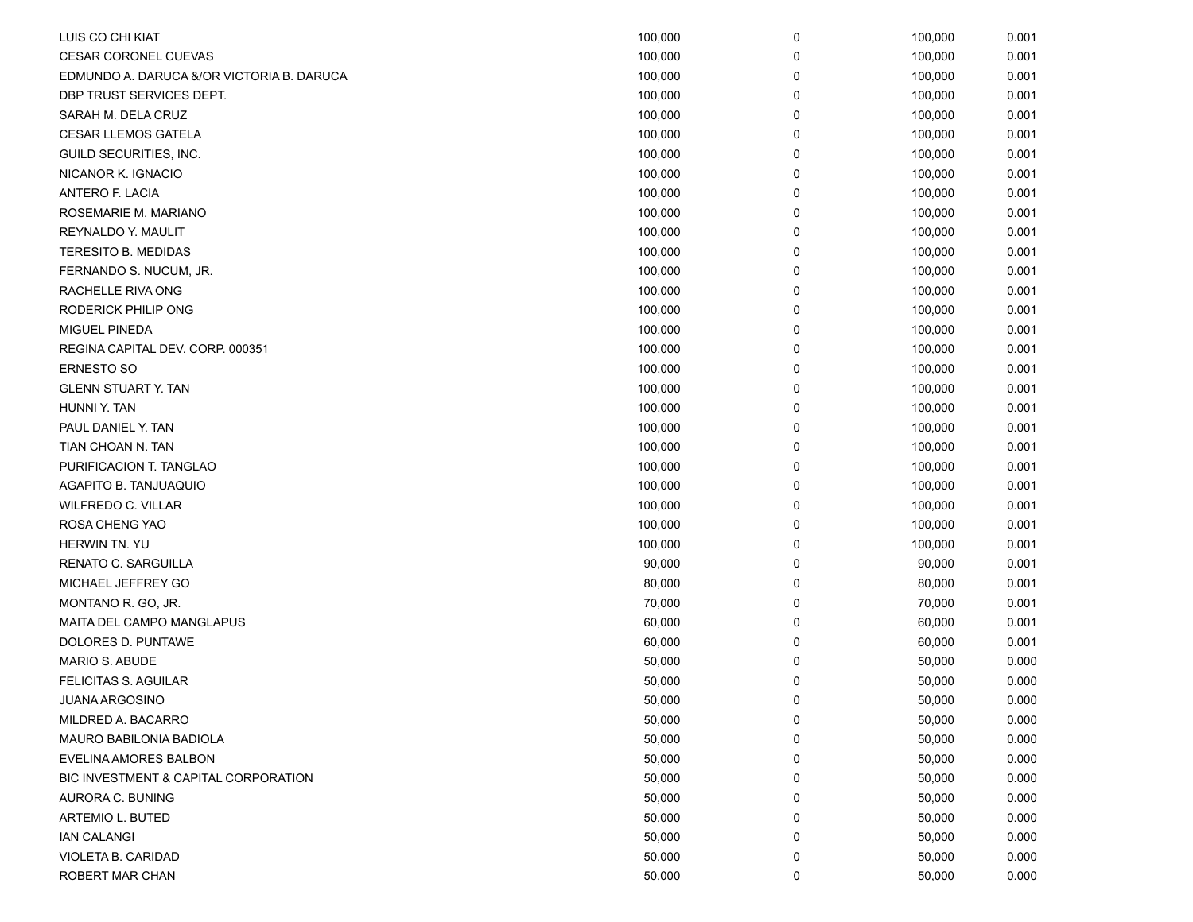| | | | | |
|---|---|---|---|---|
| LUIS CO CHI KIAT | 100,000 | 0 | 100,000 | 0.001 |
| CESAR CORONEL CUEVAS | 100,000 | 0 | 100,000 | 0.001 |
| EDMUNDO A. DARUCA &/OR VICTORIA B. DARUCA | 100,000 | 0 | 100,000 | 0.001 |
| DBP TRUST SERVICES DEPT. | 100,000 | 0 | 100,000 | 0.001 |
| SARAH M. DELA CRUZ | 100,000 | 0 | 100,000 | 0.001 |
| CESAR LLEMOS GATELA | 100,000 | 0 | 100,000 | 0.001 |
| GUILD SECURITIES, INC. | 100,000 | 0 | 100,000 | 0.001 |
| NICANOR K. IGNACIO | 100,000 | 0 | 100,000 | 0.001 |
| ANTERO F. LACIA | 100,000 | 0 | 100,000 | 0.001 |
| ROSEMARIE M. MARIANO | 100,000 | 0 | 100,000 | 0.001 |
| REYNALDO Y. MAULIT | 100,000 | 0 | 100,000 | 0.001 |
| TERESITO B. MEDIDAS | 100,000 | 0 | 100,000 | 0.001 |
| FERNANDO S. NUCUM, JR. | 100,000 | 0 | 100,000 | 0.001 |
| RACHELLE RIVA ONG | 100,000 | 0 | 100,000 | 0.001 |
| RODERICK PHILIP ONG | 100,000 | 0 | 100,000 | 0.001 |
| MIGUEL PINEDA | 100,000 | 0 | 100,000 | 0.001 |
| REGINA CAPITAL DEV. CORP. 000351 | 100,000 | 0 | 100,000 | 0.001 |
| ERNESTO SO | 100,000 | 0 | 100,000 | 0.001 |
| GLENN STUART Y. TAN | 100,000 | 0 | 100,000 | 0.001 |
| HUNNI Y. TAN | 100,000 | 0 | 100,000 | 0.001 |
| PAUL DANIEL Y. TAN | 100,000 | 0 | 100,000 | 0.001 |
| TIAN CHOAN N. TAN | 100,000 | 0 | 100,000 | 0.001 |
| PURIFICACION T. TANGLAO | 100,000 | 0 | 100,000 | 0.001 |
| AGAPITO B. TANJUAQUIO | 100,000 | 0 | 100,000 | 0.001 |
| WILFREDO C. VILLAR | 100,000 | 0 | 100,000 | 0.001 |
| ROSA CHENG YAO | 100,000 | 0 | 100,000 | 0.001 |
| HERWIN TN. YU | 100,000 | 0 | 100,000 | 0.001 |
| RENATO C. SARGUILLA | 90,000 | 0 | 90,000 | 0.001 |
| MICHAEL JEFFREY GO | 80,000 | 0 | 80,000 | 0.001 |
| MONTANO R. GO, JR. | 70,000 | 0 | 70,000 | 0.001 |
| MAITA DEL CAMPO MANGLAPUS | 60,000 | 0 | 60,000 | 0.001 |
| DOLORES D. PUNTAWE | 60,000 | 0 | 60,000 | 0.001 |
| MARIO S. ABUDE | 50,000 | 0 | 50,000 | 0.000 |
| FELICITAS S. AGUILAR | 50,000 | 0 | 50,000 | 0.000 |
| JUANA ARGOSINO | 50,000 | 0 | 50,000 | 0.000 |
| MILDRED A. BACARRO | 50,000 | 0 | 50,000 | 0.000 |
| MAURO BABILONIA BADIOLA | 50,000 | 0 | 50,000 | 0.000 |
| EVELINA AMORES BALBON | 50,000 | 0 | 50,000 | 0.000 |
| BIC INVESTMENT & CAPITAL CORPORATION | 50,000 | 0 | 50,000 | 0.000 |
| AURORA C. BUNING | 50,000 | 0 | 50,000 | 0.000 |
| ARTEMIO L. BUTED | 50,000 | 0 | 50,000 | 0.000 |
| IAN CALANGI | 50,000 | 0 | 50,000 | 0.000 |
| VIOLETA B. CARIDAD | 50,000 | 0 | 50,000 | 0.000 |
| ROBERT MAR CHAN | 50,000 | 0 | 50,000 | 0.000 |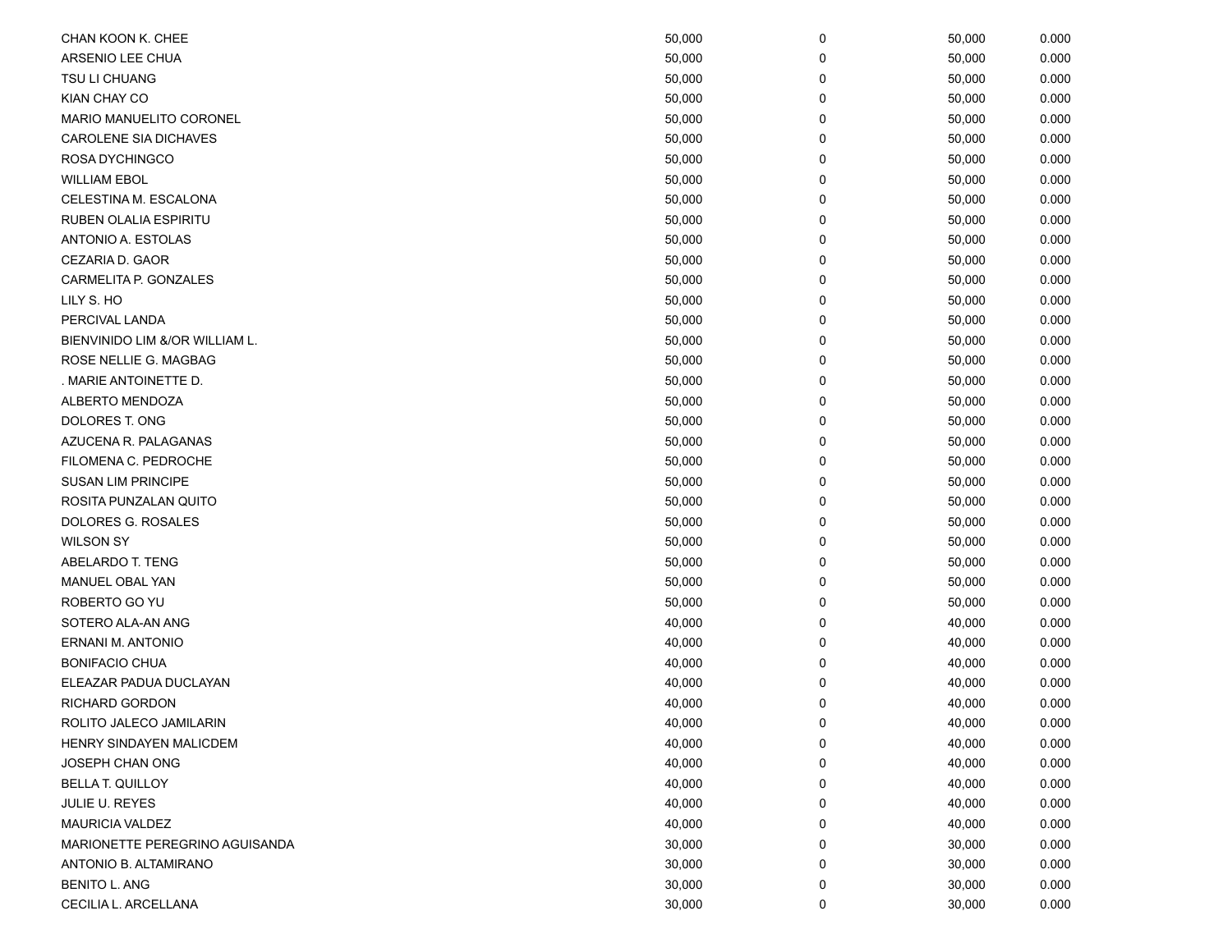| | | | | |
|---|---|---|---|---|
| CHAN KOON K. CHEE | 50,000 | 0 | 50,000 | 0.000 |
| ARSENIO LEE CHUA | 50,000 | 0 | 50,000 | 0.000 |
| TSU LI CHUANG | 50,000 | 0 | 50,000 | 0.000 |
| KIAN CHAY CO | 50,000 | 0 | 50,000 | 0.000 |
| MARIO MANUELITO CORONEL | 50,000 | 0 | 50,000 | 0.000 |
| CAROLENE SIA DICHAVES | 50,000 | 0 | 50,000 | 0.000 |
| ROSA DYCHINGCO | 50,000 | 0 | 50,000 | 0.000 |
| WILLIAM EBOL | 50,000 | 0 | 50,000 | 0.000 |
| CELESTINA M. ESCALONA | 50,000 | 0 | 50,000 | 0.000 |
| RUBEN OLALIA ESPIRITU | 50,000 | 0 | 50,000 | 0.000 |
| ANTONIO A. ESTOLAS | 50,000 | 0 | 50,000 | 0.000 |
| CEZARIA D. GAOR | 50,000 | 0 | 50,000 | 0.000 |
| CARMELITA P. GONZALES | 50,000 | 0 | 50,000 | 0.000 |
| LILY S. HO | 50,000 | 0 | 50,000 | 0.000 |
| PERCIVAL LANDA | 50,000 | 0 | 50,000 | 0.000 |
| BIENVINIDO LIM &/OR WILLIAM L. | 50,000 | 0 | 50,000 | 0.000 |
| ROSE NELLIE G. MAGBAG | 50,000 | 0 | 50,000 | 0.000 |
| . MARIE ANTOINETTE D. | 50,000 | 0 | 50,000 | 0.000 |
| ALBERTO MENDOZA | 50,000 | 0 | 50,000 | 0.000 |
| DOLORES T. ONG | 50,000 | 0 | 50,000 | 0.000 |
| AZUCENA R. PALAGANAS | 50,000 | 0 | 50,000 | 0.000 |
| FILOMENA C. PEDROCHE | 50,000 | 0 | 50,000 | 0.000 |
| SUSAN LIM PRINCIPE | 50,000 | 0 | 50,000 | 0.000 |
| ROSITA PUNZALAN QUITO | 50,000 | 0 | 50,000 | 0.000 |
| DOLORES G. ROSALES | 50,000 | 0 | 50,000 | 0.000 |
| WILSON SY | 50,000 | 0 | 50,000 | 0.000 |
| ABELARDO T. TENG | 50,000 | 0 | 50,000 | 0.000 |
| MANUEL OBAL YAN | 50,000 | 0 | 50,000 | 0.000 |
| ROBERTO GO YU | 50,000 | 0 | 50,000 | 0.000 |
| SOTERO ALA-AN ANG | 40,000 | 0 | 40,000 | 0.000 |
| ERNANI M. ANTONIO | 40,000 | 0 | 40,000 | 0.000 |
| BONIFACIO CHUA | 40,000 | 0 | 40,000 | 0.000 |
| ELEAZAR PADUA DUCLAYAN | 40,000 | 0 | 40,000 | 0.000 |
| RICHARD GORDON | 40,000 | 0 | 40,000 | 0.000 |
| ROLITO JALECO JAMILARIN | 40,000 | 0 | 40,000 | 0.000 |
| HENRY SINDAYEN MALICDEM | 40,000 | 0 | 40,000 | 0.000 |
| JOSEPH CHAN ONG | 40,000 | 0 | 40,000 | 0.000 |
| BELLA T. QUILLOY | 40,000 | 0 | 40,000 | 0.000 |
| JULIE U. REYES | 40,000 | 0 | 40,000 | 0.000 |
| MAURICIA VALDEZ | 40,000 | 0 | 40,000 | 0.000 |
| MARIONETTE PEREGRINO AGUISANDA | 30,000 | 0 | 30,000 | 0.000 |
| ANTONIO B. ALTAMIRANO | 30,000 | 0 | 30,000 | 0.000 |
| BENITO L. ANG | 30,000 | 0 | 30,000 | 0.000 |
| CECILIA L. ARCELLANA | 30,000 | 0 | 30,000 | 0.000 |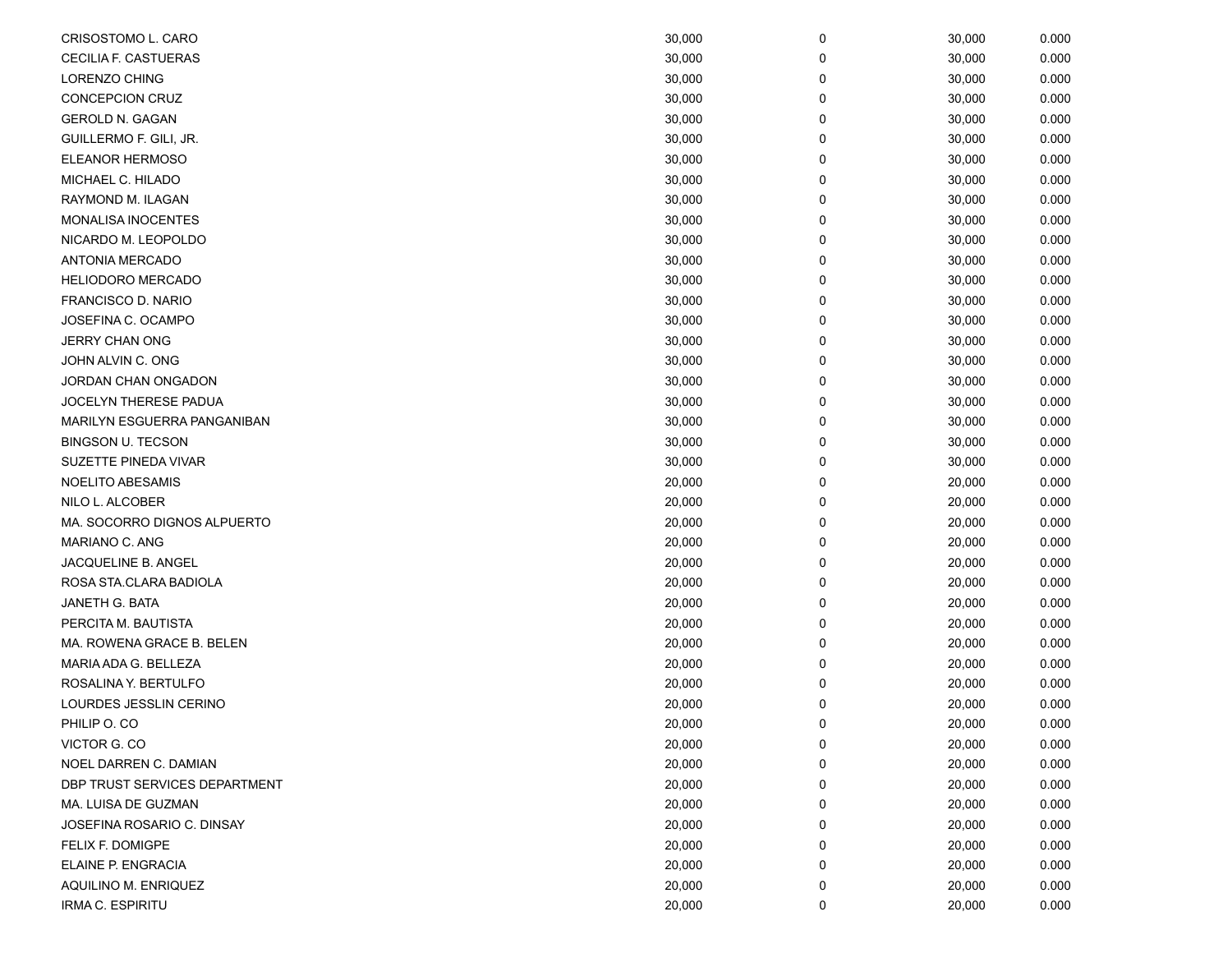| | | | | |
|---|---|---|---|---|
| CRISOSTOMO L. CARO | 30,000 | 0 | 30,000 | 0.000 |
| CECILIA F. CASTUERAS | 30,000 | 0 | 30,000 | 0.000 |
| LORENZO CHING | 30,000 | 0 | 30,000 | 0.000 |
| CONCEPCION CRUZ | 30,000 | 0 | 30,000 | 0.000 |
| GEROLD N. GAGAN | 30,000 | 0 | 30,000 | 0.000 |
| GUILLERMO F. GILI, JR. | 30,000 | 0 | 30,000 | 0.000 |
| ELEANOR HERMOSO | 30,000 | 0 | 30,000 | 0.000 |
| MICHAEL C. HILADO | 30,000 | 0 | 30,000 | 0.000 |
| RAYMOND M. ILAGAN | 30,000 | 0 | 30,000 | 0.000 |
| MONALISA INOCENTES | 30,000 | 0 | 30,000 | 0.000 |
| NICARDO M. LEOPOLDO | 30,000 | 0 | 30,000 | 0.000 |
| ANTONIA MERCADO | 30,000 | 0 | 30,000 | 0.000 |
| HELIODORO MERCADO | 30,000 | 0 | 30,000 | 0.000 |
| FRANCISCO D. NARIO | 30,000 | 0 | 30,000 | 0.000 |
| JOSEFINA C. OCAMPO | 30,000 | 0 | 30,000 | 0.000 |
| JERRY CHAN ONG | 30,000 | 0 | 30,000 | 0.000 |
| JOHN ALVIN C. ONG | 30,000 | 0 | 30,000 | 0.000 |
| JORDAN CHAN ONGADON | 30,000 | 0 | 30,000 | 0.000 |
| JOCELYN THERESE PADUA | 30,000 | 0 | 30,000 | 0.000 |
| MARILYN ESGUERRA PANGANIBAN | 30,000 | 0 | 30,000 | 0.000 |
| BINGSON U. TECSON | 30,000 | 0 | 30,000 | 0.000 |
| SUZETTE PINEDA VIVAR | 30,000 | 0 | 30,000 | 0.000 |
| NOELITO ABESAMIS | 20,000 | 0 | 20,000 | 0.000 |
| NILO L. ALCOBER | 20,000 | 0 | 20,000 | 0.000 |
| MA. SOCORRO DIGNOS ALPUERTO | 20,000 | 0 | 20,000 | 0.000 |
| MARIANO C. ANG | 20,000 | 0 | 20,000 | 0.000 |
| JACQUELINE B. ANGEL | 20,000 | 0 | 20,000 | 0.000 |
| ROSA STA.CLARA BADIOLA | 20,000 | 0 | 20,000 | 0.000 |
| JANETH G. BATA | 20,000 | 0 | 20,000 | 0.000 |
| PERCITA M. BAUTISTA | 20,000 | 0 | 20,000 | 0.000 |
| MA. ROWENA GRACE B. BELEN | 20,000 | 0 | 20,000 | 0.000 |
| MARIA ADA G. BELLEZA | 20,000 | 0 | 20,000 | 0.000 |
| ROSALINA Y. BERTULFO | 20,000 | 0 | 20,000 | 0.000 |
| LOURDES JESSLIN CERINO | 20,000 | 0 | 20,000 | 0.000 |
| PHILIP O. CO | 20,000 | 0 | 20,000 | 0.000 |
| VICTOR G. CO | 20,000 | 0 | 20,000 | 0.000 |
| NOEL DARREN C. DAMIAN | 20,000 | 0 | 20,000 | 0.000 |
| DBP TRUST SERVICES DEPARTMENT | 20,000 | 0 | 20,000 | 0.000 |
| MA. LUISA DE GUZMAN | 20,000 | 0 | 20,000 | 0.000 |
| JOSEFINA ROSARIO C. DINSAY | 20,000 | 0 | 20,000 | 0.000 |
| FELIX F. DOMIGPE | 20,000 | 0 | 20,000 | 0.000 |
| ELAINE P. ENGRACIA | 20,000 | 0 | 20,000 | 0.000 |
| AQUILINO M. ENRIQUEZ | 20,000 | 0 | 20,000 | 0.000 |
| IRMA C. ESPIRITU | 20,000 | 0 | 20,000 | 0.000 |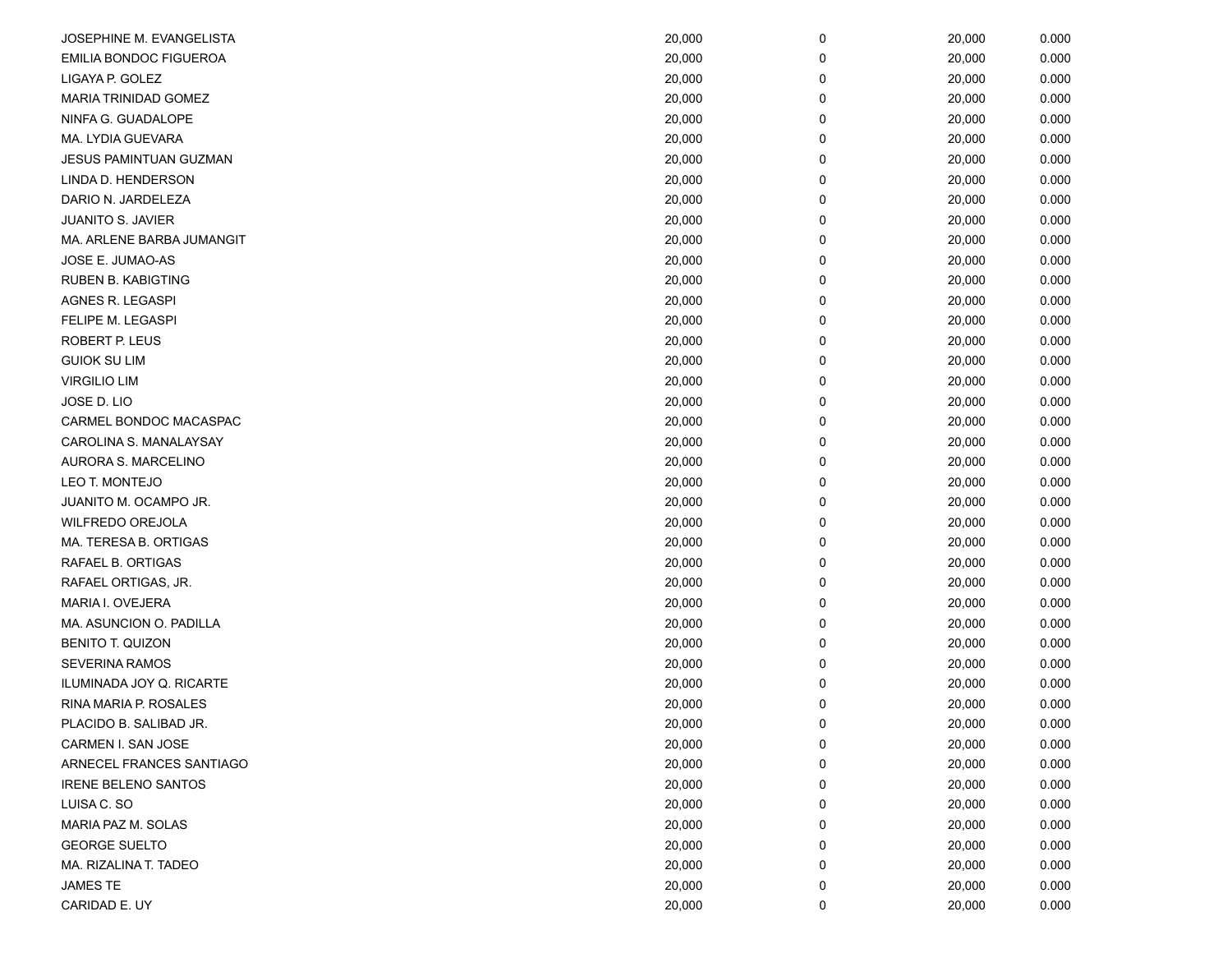| | | | | |
|---|---|---|---|---|
| JOSEPHINE M. EVANGELISTA | 20,000 | 0 | 20,000 | 0.000 |
| EMILIA BONDOC FIGUEROA | 20,000 | 0 | 20,000 | 0.000 |
| LIGAYA P. GOLEZ | 20,000 | 0 | 20,000 | 0.000 |
| MARIA TRINIDAD GOMEZ | 20,000 | 0 | 20,000 | 0.000 |
| NINFA G. GUADALOPE | 20,000 | 0 | 20,000 | 0.000 |
| MA. LYDIA GUEVARA | 20,000 | 0 | 20,000 | 0.000 |
| JESUS PAMINTUAN GUZMAN | 20,000 | 0 | 20,000 | 0.000 |
| LINDA D. HENDERSON | 20,000 | 0 | 20,000 | 0.000 |
| DARIO N. JARDELEZA | 20,000 | 0 | 20,000 | 0.000 |
| JUANITO S. JAVIER | 20,000 | 0 | 20,000 | 0.000 |
| MA. ARLENE BARBA JUMANGIT | 20,000 | 0 | 20,000 | 0.000 |
| JOSE E. JUMAO-AS | 20,000 | 0 | 20,000 | 0.000 |
| RUBEN B. KABIGTING | 20,000 | 0 | 20,000 | 0.000 |
| AGNES R. LEGASPI | 20,000 | 0 | 20,000 | 0.000 |
| FELIPE M. LEGASPI | 20,000 | 0 | 20,000 | 0.000 |
| ROBERT P. LEUS | 20,000 | 0 | 20,000 | 0.000 |
| GUIOK SU LIM | 20,000 | 0 | 20,000 | 0.000 |
| VIRGILIO LIM | 20,000 | 0 | 20,000 | 0.000 |
| JOSE D. LIO | 20,000 | 0 | 20,000 | 0.000 |
| CARMEL BONDOC MACASPAC | 20,000 | 0 | 20,000 | 0.000 |
| CAROLINA S. MANALAYSAY | 20,000 | 0 | 20,000 | 0.000 |
| AURORA S. MARCELINO | 20,000 | 0 | 20,000 | 0.000 |
| LEO T. MONTEJO | 20,000 | 0 | 20,000 | 0.000 |
| JUANITO M. OCAMPO JR. | 20,000 | 0 | 20,000 | 0.000 |
| WILFREDO OREJOLA | 20,000 | 0 | 20,000 | 0.000 |
| MA. TERESA B. ORTIGAS | 20,000 | 0 | 20,000 | 0.000 |
| RAFAEL B. ORTIGAS | 20,000 | 0 | 20,000 | 0.000 |
| RAFAEL ORTIGAS, JR. | 20,000 | 0 | 20,000 | 0.000 |
| MARIA I. OVEJERA | 20,000 | 0 | 20,000 | 0.000 |
| MA. ASUNCION O. PADILLA | 20,000 | 0 | 20,000 | 0.000 |
| BENITO T. QUIZON | 20,000 | 0 | 20,000 | 0.000 |
| SEVERINA RAMOS | 20,000 | 0 | 20,000 | 0.000 |
| ILUMINADA JOY Q. RICARTE | 20,000 | 0 | 20,000 | 0.000 |
| RINA MARIA P. ROSALES | 20,000 | 0 | 20,000 | 0.000 |
| PLACIDO B. SALIBAD JR. | 20,000 | 0 | 20,000 | 0.000 |
| CARMEN I. SAN JOSE | 20,000 | 0 | 20,000 | 0.000 |
| ARNECEL FRANCES SANTIAGO | 20,000 | 0 | 20,000 | 0.000 |
| IRENE BELENO SANTOS | 20,000 | 0 | 20,000 | 0.000 |
| LUISA C. SO | 20,000 | 0 | 20,000 | 0.000 |
| MARIA PAZ M. SOLAS | 20,000 | 0 | 20,000 | 0.000 |
| GEORGE SUELTO | 20,000 | 0 | 20,000 | 0.000 |
| MA. RIZALINA T. TADEO | 20,000 | 0 | 20,000 | 0.000 |
| JAMES TE | 20,000 | 0 | 20,000 | 0.000 |
| CARIDAD E. UY | 20,000 | 0 | 20,000 | 0.000 |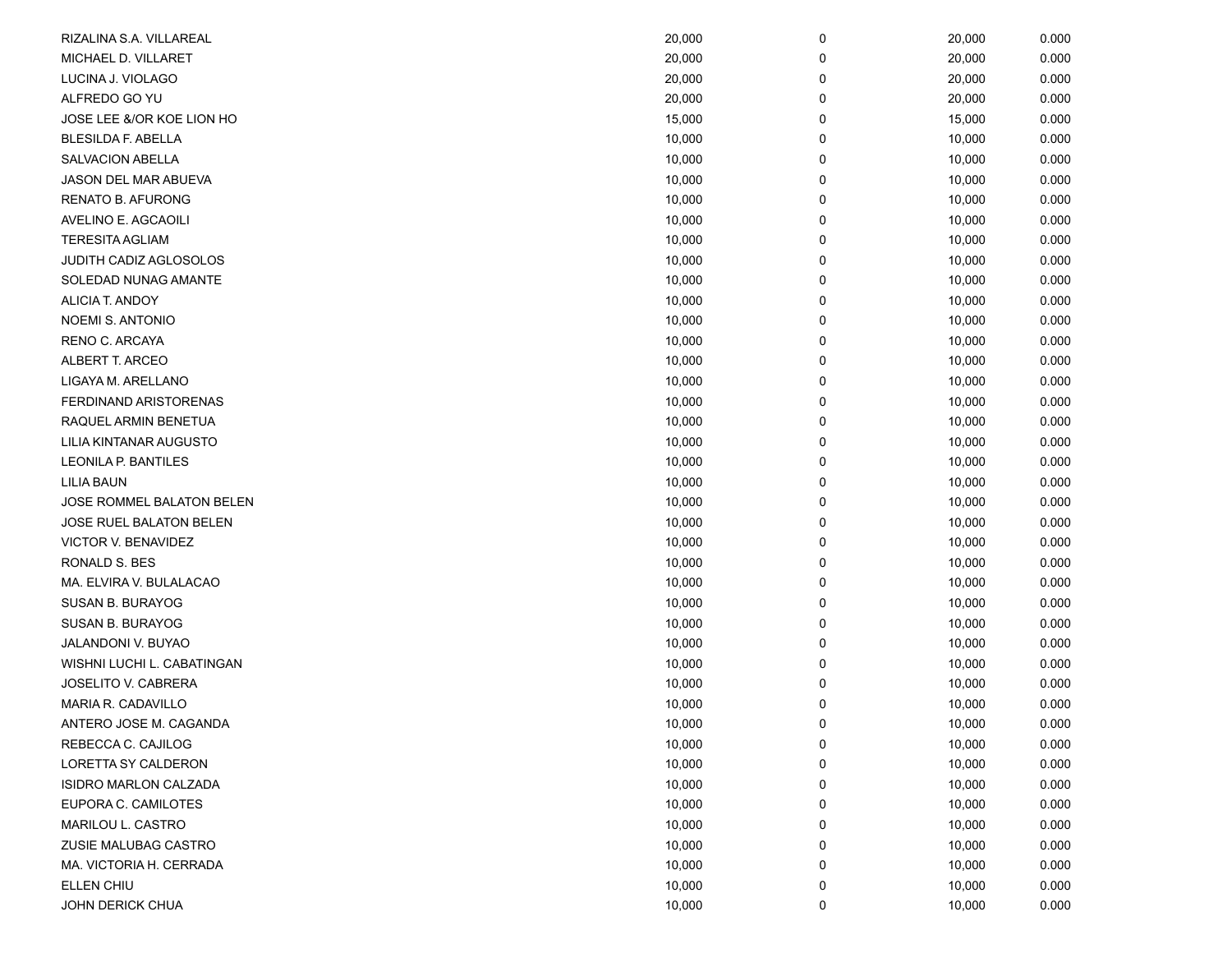| | | | | |
|---|---|---|---|---|
| RIZALINA S.A. VILLAREAL | 20,000 | 0 | 20,000 | 0.000 |
| MICHAEL D. VILLARET | 20,000 | 0 | 20,000 | 0.000 |
| LUCINA J. VIOLAGO | 20,000 | 0 | 20,000 | 0.000 |
| ALFREDO GO YU | 20,000 | 0 | 20,000 | 0.000 |
| JOSE LEE &/OR KOE LION HO | 15,000 | 0 | 15,000 | 0.000 |
| BLESILDA F. ABELLA | 10,000 | 0 | 10,000 | 0.000 |
| SALVACION ABELLA | 10,000 | 0 | 10,000 | 0.000 |
| JASON DEL MAR ABUEVA | 10,000 | 0 | 10,000 | 0.000 |
| RENATO B. AFURONG | 10,000 | 0 | 10,000 | 0.000 |
| AVELINO E. AGCAOILI | 10,000 | 0 | 10,000 | 0.000 |
| TERESITA AGLIAM | 10,000 | 0 | 10,000 | 0.000 |
| JUDITH CADIZ AGLOSOLOS | 10,000 | 0 | 10,000 | 0.000 |
| SOLEDAD NUNAG AMANTE | 10,000 | 0 | 10,000 | 0.000 |
| ALICIA T. ANDOY | 10,000 | 0 | 10,000 | 0.000 |
| NOEMI S. ANTONIO | 10,000 | 0 | 10,000 | 0.000 |
| RENO C. ARCAYA | 10,000 | 0 | 10,000 | 0.000 |
| ALBERT T. ARCEO | 10,000 | 0 | 10,000 | 0.000 |
| LIGAYA M. ARELLANO | 10,000 | 0 | 10,000 | 0.000 |
| FERDINAND ARISTORENAS | 10,000 | 0 | 10,000 | 0.000 |
| RAQUEL ARMIN BENETUA | 10,000 | 0 | 10,000 | 0.000 |
| LILIA KINTANAR AUGUSTO | 10,000 | 0 | 10,000 | 0.000 |
| LEONILA P. BANTILES | 10,000 | 0 | 10,000 | 0.000 |
| LILIA BAUN | 10,000 | 0 | 10,000 | 0.000 |
| JOSE ROMMEL BALATON BELEN | 10,000 | 0 | 10,000 | 0.000 |
| JOSE RUEL BALATON BELEN | 10,000 | 0 | 10,000 | 0.000 |
| VICTOR V. BENAVIDEZ | 10,000 | 0 | 10,000 | 0.000 |
| RONALD S. BES | 10,000 | 0 | 10,000 | 0.000 |
| MA. ELVIRA V. BULALACAO | 10,000 | 0 | 10,000 | 0.000 |
| SUSAN B. BURAYOG | 10,000 | 0 | 10,000 | 0.000 |
| SUSAN B. BURAYOG | 10,000 | 0 | 10,000 | 0.000 |
| JALANDONI V. BUYAO | 10,000 | 0 | 10,000 | 0.000 |
| WISHNI LUCHI L. CABATINGAN | 10,000 | 0 | 10,000 | 0.000 |
| JOSELITO V. CABRERA | 10,000 | 0 | 10,000 | 0.000 |
| MARIA R. CADAVILLO | 10,000 | 0 | 10,000 | 0.000 |
| ANTERO JOSE M. CAGANDA | 10,000 | 0 | 10,000 | 0.000 |
| REBECCA C. CAJILOG | 10,000 | 0 | 10,000 | 0.000 |
| LORETTA SY CALDERON | 10,000 | 0 | 10,000 | 0.000 |
| ISIDRO MARLON CALZADA | 10,000 | 0 | 10,000 | 0.000 |
| EUPORA C. CAMILOTES | 10,000 | 0 | 10,000 | 0.000 |
| MARILOU L. CASTRO | 10,000 | 0 | 10,000 | 0.000 |
| ZUSIE MALUBAG CASTRO | 10,000 | 0 | 10,000 | 0.000 |
| MA. VICTORIA H. CERRADA | 10,000 | 0 | 10,000 | 0.000 |
| ELLEN CHIU | 10,000 | 0 | 10,000 | 0.000 |
| JOHN DERICK CHUA | 10,000 | 0 | 10,000 | 0.000 |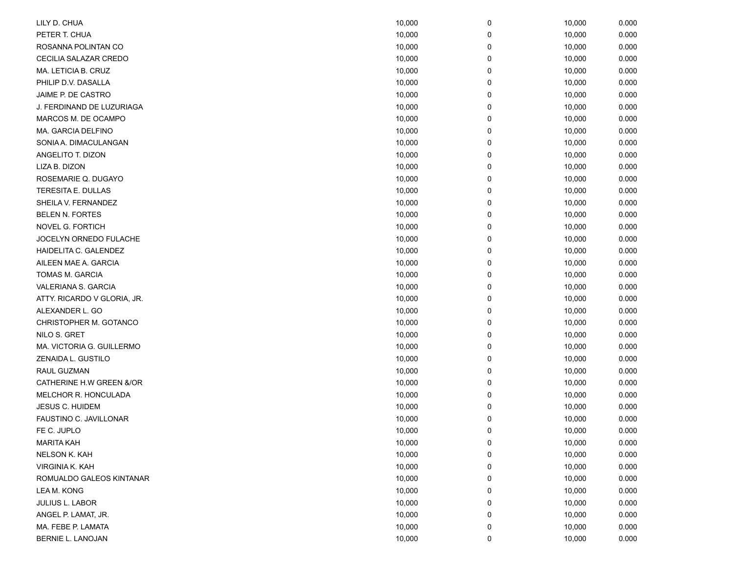| | | | | |
|---|---|---|---|---|
| LILY D. CHUA | 10,000 | 0 | 10,000 | 0.000 |
| PETER T. CHUA | 10,000 | 0 | 10,000 | 0.000 |
| ROSANNA POLINTAN CO | 10,000 | 0 | 10,000 | 0.000 |
| CECILIA SALAZAR CREDO | 10,000 | 0 | 10,000 | 0.000 |
| MA. LETICIA B. CRUZ | 10,000 | 0 | 10,000 | 0.000 |
| PHILIP D.V. DASALLA | 10,000 | 0 | 10,000 | 0.000 |
| JAIME P. DE CASTRO | 10,000 | 0 | 10,000 | 0.000 |
| J. FERDINAND DE LUZURIAGA | 10,000 | 0 | 10,000 | 0.000 |
| MARCOS M. DE OCAMPO | 10,000 | 0 | 10,000 | 0.000 |
| MA. GARCIA DELFINO | 10,000 | 0 | 10,000 | 0.000 |
| SONIA A. DIMACULANGAN | 10,000 | 0 | 10,000 | 0.000 |
| ANGELITO T. DIZON | 10,000 | 0 | 10,000 | 0.000 |
| LIZA B. DIZON | 10,000 | 0 | 10,000 | 0.000 |
| ROSEMARIE Q. DUGAYO | 10,000 | 0 | 10,000 | 0.000 |
| TERESITA E. DULLAS | 10,000 | 0 | 10,000 | 0.000 |
| SHEILA V. FERNANDEZ | 10,000 | 0 | 10,000 | 0.000 |
| BELEN N. FORTES | 10,000 | 0 | 10,000 | 0.000 |
| NOVEL G. FORTICH | 10,000 | 0 | 10,000 | 0.000 |
| JOCELYN ORNEDO FULACHE | 10,000 | 0 | 10,000 | 0.000 |
| HAIDELITA C. GALENDEZ | 10,000 | 0 | 10,000 | 0.000 |
| AILEEN MAE A. GARCIA | 10,000 | 0 | 10,000 | 0.000 |
| TOMAS M. GARCIA | 10,000 | 0 | 10,000 | 0.000 |
| VALERIANA S. GARCIA | 10,000 | 0 | 10,000 | 0.000 |
| ATTY. RICARDO V GLORIA, JR. | 10,000 | 0 | 10,000 | 0.000 |
| ALEXANDER L. GO | 10,000 | 0 | 10,000 | 0.000 |
| CHRISTOPHER M. GOTANCO | 10,000 | 0 | 10,000 | 0.000 |
| NILO S. GRET | 10,000 | 0 | 10,000 | 0.000 |
| MA. VICTORIA G. GUILLERMO | 10,000 | 0 | 10,000 | 0.000 |
| ZENAIDA L. GUSTILO | 10,000 | 0 | 10,000 | 0.000 |
| RAUL GUZMAN | 10,000 | 0 | 10,000 | 0.000 |
| CATHERINE H.W GREEN &/OR | 10,000 | 0 | 10,000 | 0.000 |
| MELCHOR R. HONCULADA | 10,000 | 0 | 10,000 | 0.000 |
| JESUS C. HUIDEM | 10,000 | 0 | 10,000 | 0.000 |
| FAUSTINO C. JAVILLONAR | 10,000 | 0 | 10,000 | 0.000 |
| FE C. JUPLO | 10,000 | 0 | 10,000 | 0.000 |
| MARITA KAH | 10,000 | 0 | 10,000 | 0.000 |
| NELSON K. KAH | 10,000 | 0 | 10,000 | 0.000 |
| VIRGINIA K. KAH | 10,000 | 0 | 10,000 | 0.000 |
| ROMUALDO GALEOS KINTANAR | 10,000 | 0 | 10,000 | 0.000 |
| LEA M. KONG | 10,000 | 0 | 10,000 | 0.000 |
| JULIUS L. LABOR | 10,000 | 0 | 10,000 | 0.000 |
| ANGEL P. LAMAT, JR. | 10,000 | 0 | 10,000 | 0.000 |
| MA. FEBE P. LAMATA | 10,000 | 0 | 10,000 | 0.000 |
| BERNIE L. LANOJAN | 10,000 | 0 | 10,000 | 0.000 |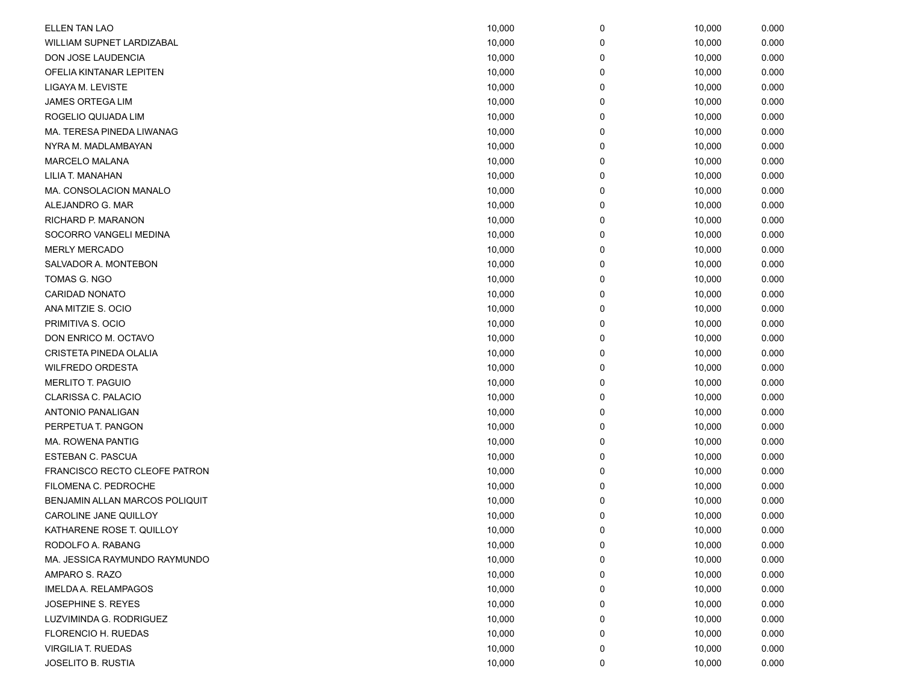| | | | | |
|---|---|---|---|---|
| ELLEN TAN LAO | 10,000 | 0 | 10,000 | 0.000 |
| WILLIAM SUPNET LARDIZABAL | 10,000 | 0 | 10,000 | 0.000 |
| DON JOSE LAUDENCIA | 10,000 | 0 | 10,000 | 0.000 |
| OFELIA KINTANAR LEPITEN | 10,000 | 0 | 10,000 | 0.000 |
| LIGAYA M. LEVISTE | 10,000 | 0 | 10,000 | 0.000 |
| JAMES ORTEGA LIM | 10,000 | 0 | 10,000 | 0.000 |
| ROGELIO QUIJADA LIM | 10,000 | 0 | 10,000 | 0.000 |
| MA. TERESA PINEDA LIWANAG | 10,000 | 0 | 10,000 | 0.000 |
| NYRA M. MADLAMBAYAN | 10,000 | 0 | 10,000 | 0.000 |
| MARCELO MALANA | 10,000 | 0 | 10,000 | 0.000 |
| LILIA T. MANAHAN | 10,000 | 0 | 10,000 | 0.000 |
| MA. CONSOLACION MANALO | 10,000 | 0 | 10,000 | 0.000 |
| ALEJANDRO G. MAR | 10,000 | 0 | 10,000 | 0.000 |
| RICHARD P. MARANON | 10,000 | 0 | 10,000 | 0.000 |
| SOCORRO VANGELI MEDINA | 10,000 | 0 | 10,000 | 0.000 |
| MERLY MERCADO | 10,000 | 0 | 10,000 | 0.000 |
| SALVADOR A. MONTEBON | 10,000 | 0 | 10,000 | 0.000 |
| TOMAS G. NGO | 10,000 | 0 | 10,000 | 0.000 |
| CARIDAD NONATO | 10,000 | 0 | 10,000 | 0.000 |
| ANA MITZIE S. OCIO | 10,000 | 0 | 10,000 | 0.000 |
| PRIMITIVA S. OCIO | 10,000 | 0 | 10,000 | 0.000 |
| DON ENRICO M. OCTAVO | 10,000 | 0 | 10,000 | 0.000 |
| CRISTETA PINEDA OLALIA | 10,000 | 0 | 10,000 | 0.000 |
| WILFREDO ORDESTA | 10,000 | 0 | 10,000 | 0.000 |
| MERLITO T. PAGUIO | 10,000 | 0 | 10,000 | 0.000 |
| CLARISSA C. PALACIO | 10,000 | 0 | 10,000 | 0.000 |
| ANTONIO PANALIGAN | 10,000 | 0 | 10,000 | 0.000 |
| PERPETUA T. PANGON | 10,000 | 0 | 10,000 | 0.000 |
| MA. ROWENA PANTIG | 10,000 | 0 | 10,000 | 0.000 |
| ESTEBAN C. PASCUA | 10,000 | 0 | 10,000 | 0.000 |
| FRANCISCO RECTO CLEOFE PATRON | 10,000 | 0 | 10,000 | 0.000 |
| FILOMENA C. PEDROCHE | 10,000 | 0 | 10,000 | 0.000 |
| BENJAMIN ALLAN MARCOS POLIQUIT | 10,000 | 0 | 10,000 | 0.000 |
| CAROLINE JANE QUILLOY | 10,000 | 0 | 10,000 | 0.000 |
| KATHARENE ROSE T. QUILLOY | 10,000 | 0 | 10,000 | 0.000 |
| RODOLFO A. RABANG | 10,000 | 0 | 10,000 | 0.000 |
| MA. JESSICA RAYMUNDO RAYMUNDO | 10,000 | 0 | 10,000 | 0.000 |
| AMPARO S. RAZO | 10,000 | 0 | 10,000 | 0.000 |
| IMELDA A. RELAMPAGOS | 10,000 | 0 | 10,000 | 0.000 |
| JOSEPHINE S. REYES | 10,000 | 0 | 10,000 | 0.000 |
| LUZVIMINDA G. RODRIGUEZ | 10,000 | 0 | 10,000 | 0.000 |
| FLORENCIO H. RUEDAS | 10,000 | 0 | 10,000 | 0.000 |
| VIRGILIA T. RUEDAS | 10,000 | 0 | 10,000 | 0.000 |
| JOSELITO B. RUSTIA | 10,000 | 0 | 10,000 | 0.000 |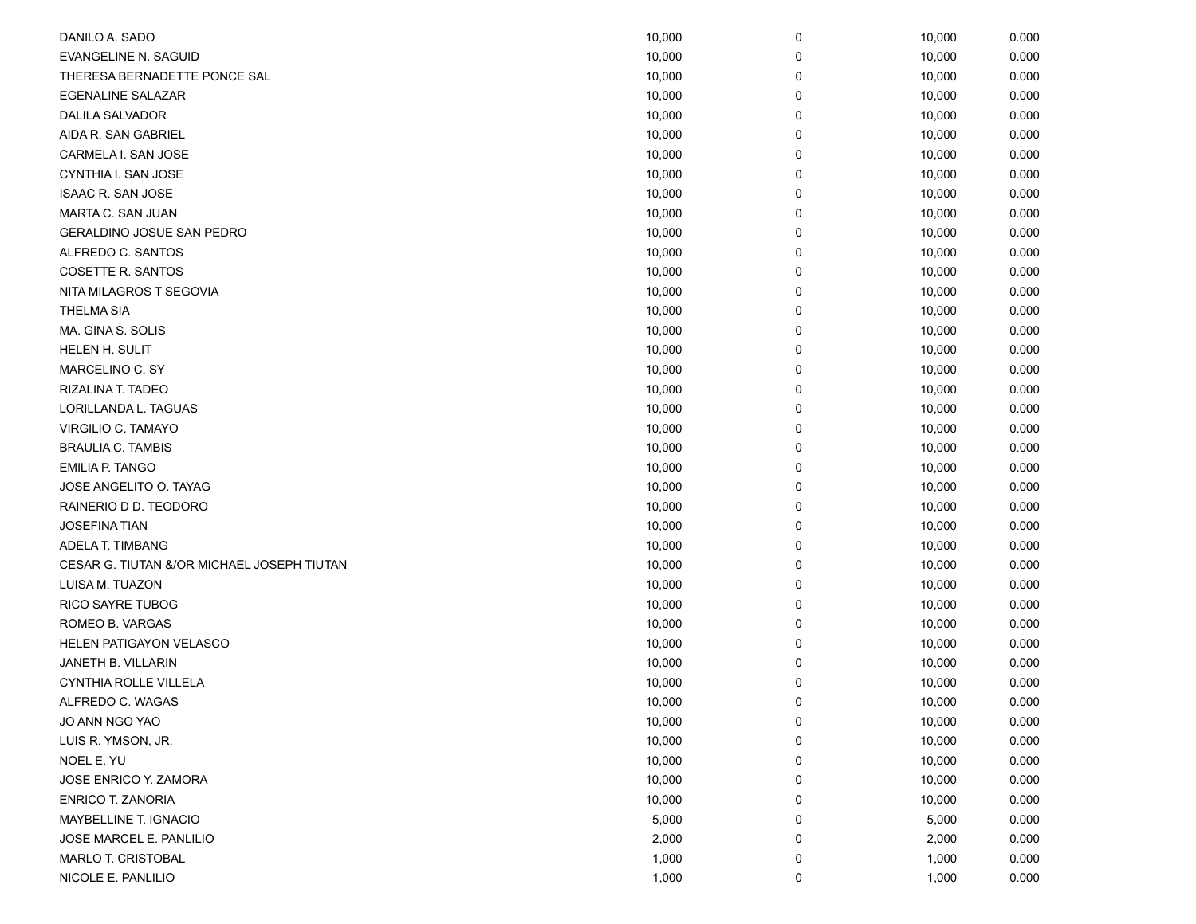| | | | | |
|---|---|---|---|---|
| DANILO A. SADO | 10,000 | 0 | 10,000 | 0.000 |
| EVANGELINE N. SAGUID | 10,000 | 0 | 10,000 | 0.000 |
| THERESA BERNADETTE PONCE SAL | 10,000 | 0 | 10,000 | 0.000 |
| EGENALINE SALAZAR | 10,000 | 0 | 10,000 | 0.000 |
| DALILA SALVADOR | 10,000 | 0 | 10,000 | 0.000 |
| AIDA R. SAN GABRIEL | 10,000 | 0 | 10,000 | 0.000 |
| CARMELA I. SAN JOSE | 10,000 | 0 | 10,000 | 0.000 |
| CYNTHIA I. SAN JOSE | 10,000 | 0 | 10,000 | 0.000 |
| ISAAC R. SAN JOSE | 10,000 | 0 | 10,000 | 0.000 |
| MARTA C. SAN JUAN | 10,000 | 0 | 10,000 | 0.000 |
| GERALDINO JOSUE SAN PEDRO | 10,000 | 0 | 10,000 | 0.000 |
| ALFREDO C. SANTOS | 10,000 | 0 | 10,000 | 0.000 |
| COSETTE R. SANTOS | 10,000 | 0 | 10,000 | 0.000 |
| NITA MILAGROS T SEGOVIA | 10,000 | 0 | 10,000 | 0.000 |
| THELMA SIA | 10,000 | 0 | 10,000 | 0.000 |
| MA. GINA S. SOLIS | 10,000 | 0 | 10,000 | 0.000 |
| HELEN H. SULIT | 10,000 | 0 | 10,000 | 0.000 |
| MARCELINO C. SY | 10,000 | 0 | 10,000 | 0.000 |
| RIZALINA T. TADEO | 10,000 | 0 | 10,000 | 0.000 |
| LORILLANDA L. TAGUAS | 10,000 | 0 | 10,000 | 0.000 |
| VIRGILIO C. TAMAYO | 10,000 | 0 | 10,000 | 0.000 |
| BRAULIA C. TAMBIS | 10,000 | 0 | 10,000 | 0.000 |
| EMILIA P. TANGO | 10,000 | 0 | 10,000 | 0.000 |
| JOSE ANGELITO O. TAYAG | 10,000 | 0 | 10,000 | 0.000 |
| RAINERIO D D. TEODORO | 10,000 | 0 | 10,000 | 0.000 |
| JOSEFINA TIAN | 10,000 | 0 | 10,000 | 0.000 |
| ADELA T. TIMBANG | 10,000 | 0 | 10,000 | 0.000 |
| CESAR G. TIUTAN &/OR MICHAEL JOSEPH TIUTAN | 10,000 | 0 | 10,000 | 0.000 |
| LUISA M. TUAZON | 10,000 | 0 | 10,000 | 0.000 |
| RICO SAYRE TUBOG | 10,000 | 0 | 10,000 | 0.000 |
| ROMEO B. VARGAS | 10,000 | 0 | 10,000 | 0.000 |
| HELEN PATIGAYON VELASCO | 10,000 | 0 | 10,000 | 0.000 |
| JANETH B. VILLARIN | 10,000 | 0 | 10,000 | 0.000 |
| CYNTHIA ROLLE VILLELA | 10,000 | 0 | 10,000 | 0.000 |
| ALFREDO C. WAGAS | 10,000 | 0 | 10,000 | 0.000 |
| JO ANN NGO YAO | 10,000 | 0 | 10,000 | 0.000 |
| LUIS R. YMSON, JR. | 10,000 | 0 | 10,000 | 0.000 |
| NOEL E. YU | 10,000 | 0 | 10,000 | 0.000 |
| JOSE ENRICO Y. ZAMORA | 10,000 | 0 | 10,000 | 0.000 |
| ENRICO T. ZANORIA | 10,000 | 0 | 10,000 | 0.000 |
| MAYBELLINE T. IGNACIO | 5,000 | 0 | 5,000 | 0.000 |
| JOSE MARCEL E. PANLILIO | 2,000 | 0 | 2,000 | 0.000 |
| MARLO T. CRISTOBAL | 1,000 | 0 | 1,000 | 0.000 |
| NICOLE E. PANLILIO | 1,000 | 0 | 1,000 | 0.000 |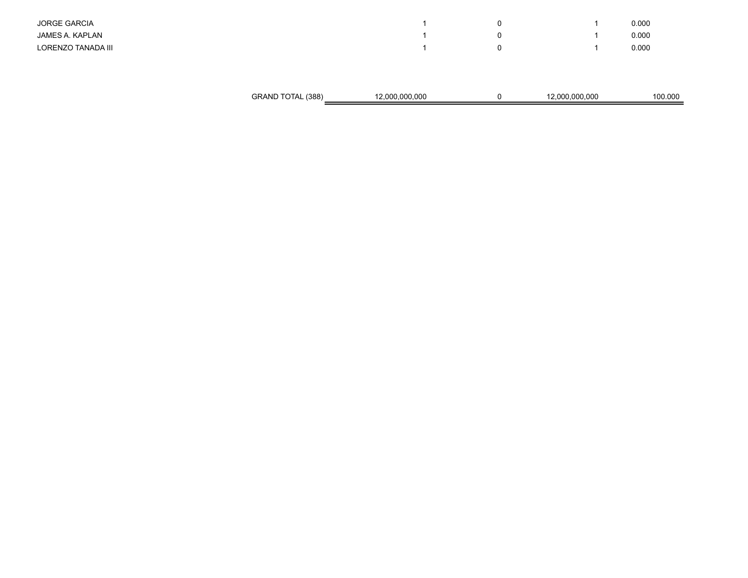| | | | | |
|---|---|---|---|---|
| JORGE GARCIA | 1 | 0 | 1 | 0.000 |
| JAMES A. KAPLAN | 1 | 0 | 1 | 0.000 |
| LORENZO TANADA III | 1 | 0 | 1 | 0.000 |
| GRAND TOTAL (388) | 12,000,000,000 | 0 | 12,000,000,000 | 100.000 |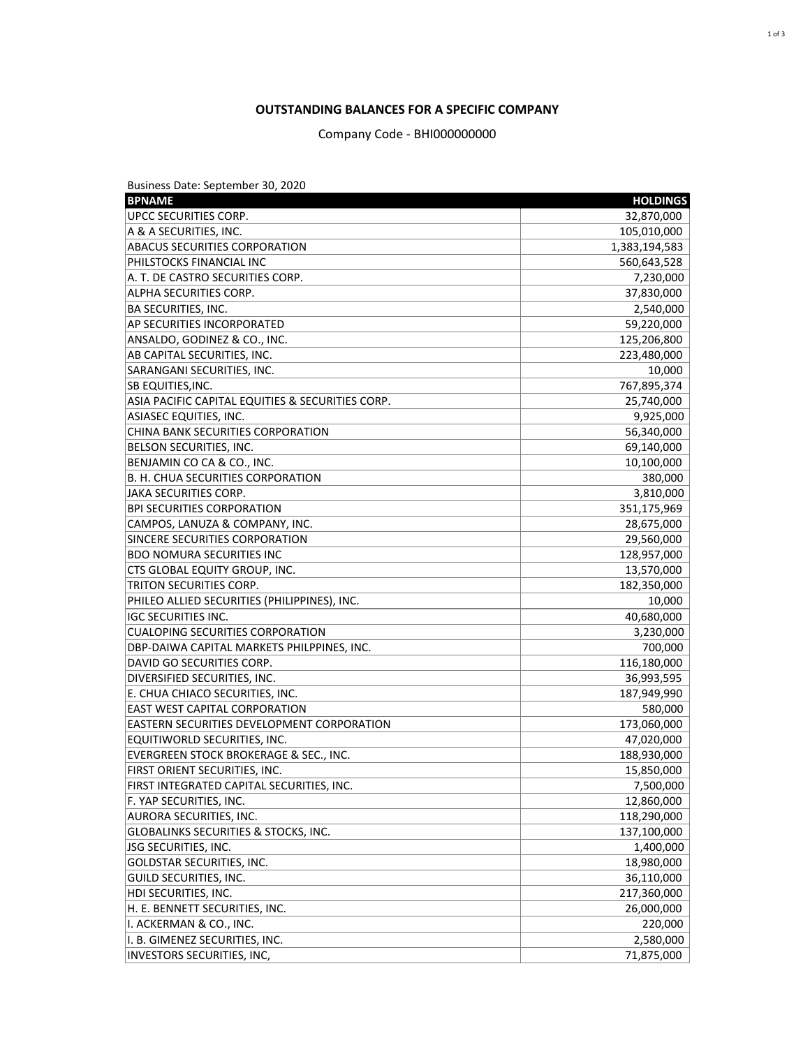**OUTSTANDING BALANCES FOR A SPECIFIC COMPANY**

Company Code - BHI000000000

Business Date: September 30, 2020

| BPNAME | HOLDINGS |
|---|---|
| UPCC SECURITIES CORP. | 32,870,000 |
| A & A SECURITIES, INC. | 105,010,000 |
| ABACUS SECURITIES CORPORATION | 1,383,194,583 |
| PHILSTOCKS FINANCIAL INC | 560,643,528 |
| A. T. DE CASTRO SECURITIES CORP. | 7,230,000 |
| ALPHA SECURITIES CORP. | 37,830,000 |
| BA SECURITIES, INC. | 2,540,000 |
| AP SECURITIES INCORPORATED | 59,220,000 |
| ANSALDO, GODINEZ & CO., INC. | 125,206,800 |
| AB CAPITAL SECURITIES, INC. | 223,480,000 |
| SARANGANI SECURITIES, INC. | 10,000 |
| SB EQUITIES,INC. | 767,895,374 |
| ASIA PACIFIC CAPITAL EQUITIES & SECURITIES CORP. | 25,740,000 |
| ASIASEC EQUITIES, INC. | 9,925,000 |
| CHINA BANK SECURITIES CORPORATION | 56,340,000 |
| BELSON SECURITIES, INC. | 69,140,000 |
| BENJAMIN CO CA & CO., INC. | 10,100,000 |
| B. H. CHUA SECURITIES CORPORATION | 380,000 |
| JAKA SECURITIES CORP. | 3,810,000 |
| BPI SECURITIES CORPORATION | 351,175,969 |
| CAMPOS, LANUZA & COMPANY, INC. | 28,675,000 |
| SINCERE SECURITIES CORPORATION | 29,560,000 |
| BDO NOMURA SECURITIES INC | 128,957,000 |
| CTS GLOBAL EQUITY GROUP, INC. | 13,570,000 |
| TRITON SECURITIES CORP. | 182,350,000 |
| PHILEO ALLIED SECURITIES (PHILIPPINES), INC. | 10,000 |
| IGC SECURITIES INC. | 40,680,000 |
| CUALOPING SECURITIES CORPORATION | 3,230,000 |
| DBP-DAIWA CAPITAL MARKETS PHILPPINES, INC. | 700,000 |
| DAVID GO SECURITIES CORP. | 116,180,000 |
| DIVERSIFIED SECURITIES, INC. | 36,993,595 |
| E. CHUA CHIACO SECURITIES, INC. | 187,949,990 |
| EAST WEST CAPITAL CORPORATION | 580,000 |
| EASTERN SECURITIES DEVELOPMENT CORPORATION | 173,060,000 |
| EQUITIWORLD SECURITIES, INC. | 47,020,000 |
| EVERGREEN STOCK BROKERAGE & SEC., INC. | 188,930,000 |
| FIRST ORIENT SECURITIES, INC. | 15,850,000 |
| FIRST INTEGRATED CAPITAL SECURITIES, INC. | 7,500,000 |
| F. YAP SECURITIES, INC. | 12,860,000 |
| AURORA SECURITIES, INC. | 118,290,000 |
| GLOBALINKS SECURITIES & STOCKS, INC. | 137,100,000 |
| JSG SECURITIES, INC. | 1,400,000 |
| GOLDSTAR SECURITIES, INC. | 18,980,000 |
| GUILD SECURITIES, INC. | 36,110,000 |
| HDI SECURITIES, INC. | 217,360,000 |
| H. E. BENNETT SECURITIES, INC. | 26,000,000 |
| I. ACKERMAN & CO., INC. | 220,000 |
| I. B. GIMENEZ SECURITIES, INC. | 2,580,000 |
| INVESTORS SECURITIES, INC, | 71,875,000 |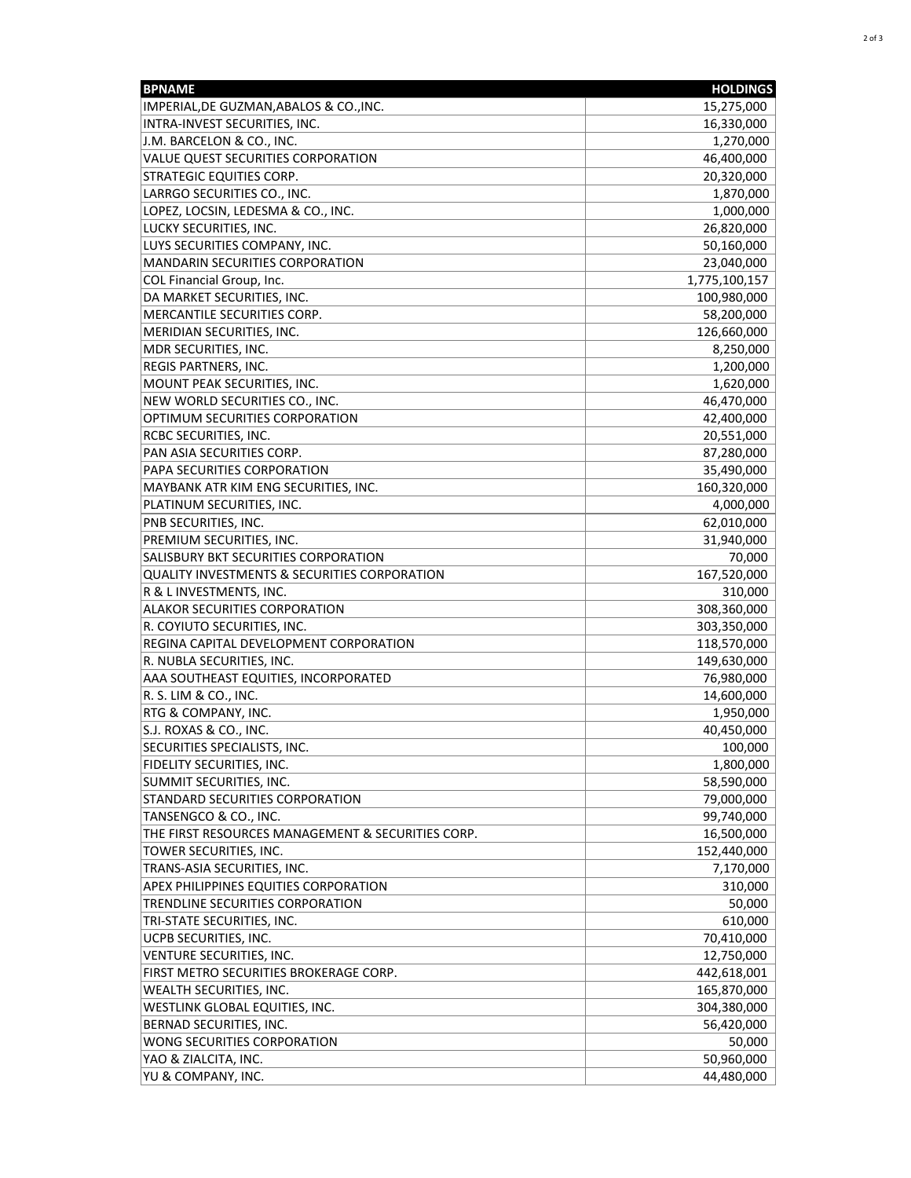| BPNAME | HOLDINGS |
|---|---|
| IMPERIAL,DE GUZMAN,ABALOS & CO.,INC. | 15,275,000 |
| INTRA-INVEST SECURITIES, INC. | 16,330,000 |
| J.M. BARCELON & CO., INC. | 1,270,000 |
| VALUE QUEST SECURITIES CORPORATION | 46,400,000 |
| STRATEGIC EQUITIES CORP. | 20,320,000 |
| LARRGO SECURITIES CO., INC. | 1,870,000 |
| LOPEZ, LOCSIN, LEDESMA & CO., INC. | 1,000,000 |
| LUCKY SECURITIES, INC. | 26,820,000 |
| LUYS SECURITIES COMPANY, INC. | 50,160,000 |
| MANDARIN SECURITIES CORPORATION | 23,040,000 |
| COL Financial Group, Inc. | 1,775,100,157 |
| DA MARKET SECURITIES, INC. | 100,980,000 |
| MERCANTILE SECURITIES CORP. | 58,200,000 |
| MERIDIAN SECURITIES, INC. | 126,660,000 |
| MDR SECURITIES, INC. | 8,250,000 |
| REGIS PARTNERS, INC. | 1,200,000 |
| MOUNT PEAK SECURITIES, INC. | 1,620,000 |
| NEW WORLD SECURITIES CO., INC. | 46,470,000 |
| OPTIMUM SECURITIES CORPORATION | 42,400,000 |
| RCBC SECURITIES, INC. | 20,551,000 |
| PAN ASIA SECURITIES CORP. | 87,280,000 |
| PAPA SECURITIES CORPORATION | 35,490,000 |
| MAYBANK ATR KIM ENG SECURITIES, INC. | 160,320,000 |
| PLATINUM SECURITIES, INC. | 4,000,000 |
| PNB SECURITIES, INC. | 62,010,000 |
| PREMIUM SECURITIES, INC. | 31,940,000 |
| SALISBURY BKT SECURITIES CORPORATION | 70,000 |
| QUALITY INVESTMENTS & SECURITIES CORPORATION | 167,520,000 |
| R & L INVESTMENTS, INC. | 310,000 |
| ALAKOR SECURITIES CORPORATION | 308,360,000 |
| R. COYIUTO SECURITIES, INC. | 303,350,000 |
| REGINA CAPITAL DEVELOPMENT CORPORATION | 118,570,000 |
| R. NUBLA SECURITIES, INC. | 149,630,000 |
| AAA SOUTHEAST EQUITIES, INCORPORATED | 76,980,000 |
| R. S. LIM & CO., INC. | 14,600,000 |
| RTG & COMPANY, INC. | 1,950,000 |
| S.J. ROXAS & CO., INC. | 40,450,000 |
| SECURITIES SPECIALISTS, INC. | 100,000 |
| FIDELITY SECURITIES, INC. | 1,800,000 |
| SUMMIT SECURITIES, INC. | 58,590,000 |
| STANDARD SECURITIES CORPORATION | 79,000,000 |
| TANSENGCO & CO., INC. | 99,740,000 |
| THE FIRST RESOURCES MANAGEMENT & SECURITIES CORP. | 16,500,000 |
| TOWER SECURITIES, INC. | 152,440,000 |
| TRANS-ASIA SECURITIES, INC. | 7,170,000 |
| APEX PHILIPPINES EQUITIES CORPORATION | 310,000 |
| TRENDLINE SECURITIES CORPORATION | 50,000 |
| TRI-STATE SECURITIES, INC. | 610,000 |
| UCPB SECURITIES, INC. | 70,410,000 |
| VENTURE SECURITIES, INC. | 12,750,000 |
| FIRST METRO SECURITIES BROKERAGE CORP. | 442,618,001 |
| WEALTH SECURITIES, INC. | 165,870,000 |
| WESTLINK GLOBAL EQUITIES, INC. | 304,380,000 |
| BERNAD SECURITIES, INC. | 56,420,000 |
| WONG SECURITIES CORPORATION | 50,000 |
| YAO & ZIALCITA, INC. | 50,960,000 |
| YU & COMPANY, INC. | 44,480,000 |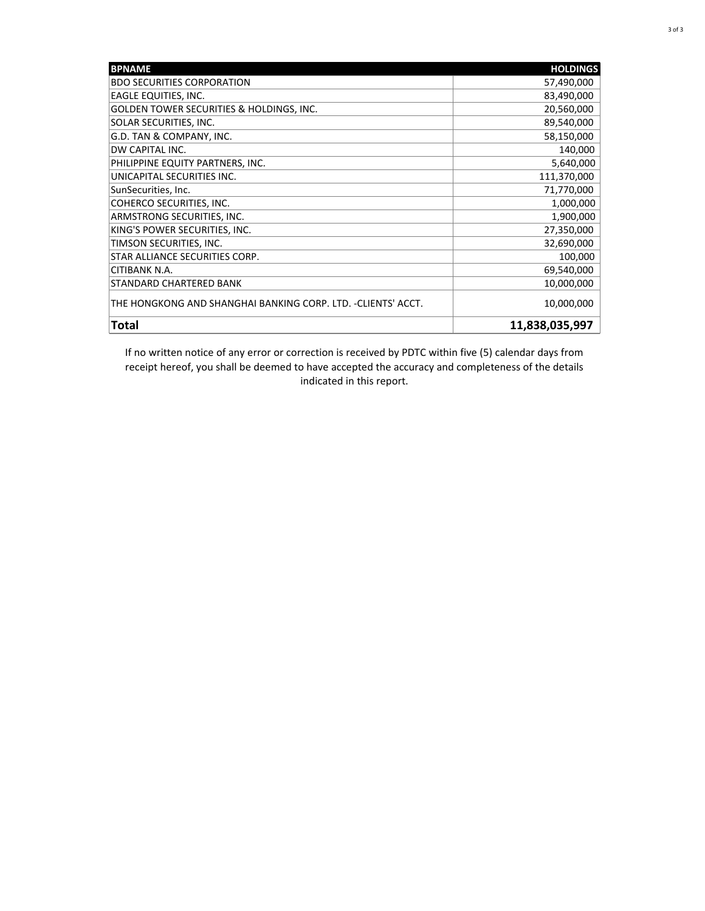| BPNAME | HOLDINGS |
| --- | --- |
| BDO SECURITIES CORPORATION | 57,490,000 |
| EAGLE EQUITIES, INC. | 83,490,000 |
| GOLDEN TOWER SECURITIES & HOLDINGS, INC. | 20,560,000 |
| SOLAR SECURITIES, INC. | 89,540,000 |
| G.D. TAN & COMPANY, INC. | 58,150,000 |
| DW CAPITAL INC. | 140,000 |
| PHILIPPINE EQUITY PARTNERS, INC. | 5,640,000 |
| UNICAPITAL SECURITIES INC. | 111,370,000 |
| SunSecurities, Inc. | 71,770,000 |
| COHERCO SECURITIES, INC. | 1,000,000 |
| ARMSTRONG SECURITIES, INC. | 1,900,000 |
| KING'S POWER SECURITIES, INC. | 27,350,000 |
| TIMSON SECURITIES, INC. | 32,690,000 |
| STAR ALLIANCE SECURITIES CORP. | 100,000 |
| CITIBANK N.A. | 69,540,000 |
| STANDARD CHARTERED BANK | 10,000,000 |
| THE HONGKONG AND SHANGHAI BANKING CORP. LTD. -CLIENTS' ACCT. | 10,000,000 |
| **Total** | **11,838,035,997** |

If no written notice of any error or correction is received by PDTC within five (5) calendar days from receipt hereof, you shall be deemed to have accepted the accuracy and completeness of the details indicated in this report.